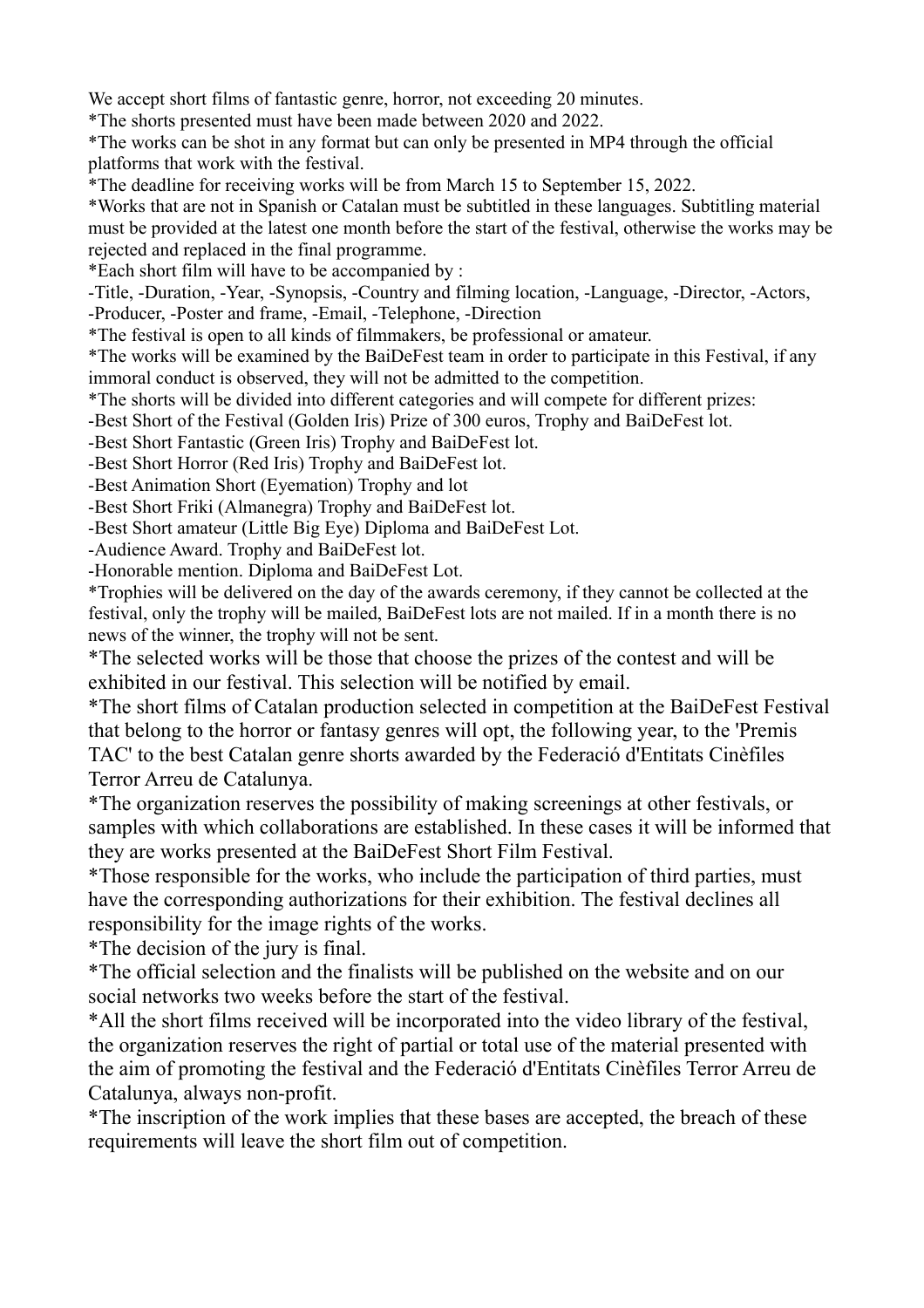We accept short films of fantastic genre, horror, not exceeding 20 minutes.

*The shorts presented must have been made between 2020 and 2022.

*The works can be shot in any format but can only be presented in MP4 through the official platforms that work with the festival.

*The deadline for receiving works will be from March 15 to September 15, 2022.

*Works that are not in Spanish or Catalan must be subtitled in these languages. Subtitling material must be provided at the latest one month before the start of the festival, otherwise the works may be rejected and replaced in the final programme.

*Each short film will have to be accompanied by :

-Title, -Duration, -Year, -Synopsis, -Country and filming location, -Language, -Director, -Actors, -Producer, -Poster and frame, -Email, -Telephone, -Direction

*The festival is open to all kinds of filmmakers, be professional or amateur.

*The works will be examined by the BaiDeFest team in order to participate in this Festival, if any immoral conduct is observed, they will not be admitted to the competition.

*The shorts will be divided into different categories and will compete for different prizes:

-Best Short of the Festival (Golden Iris) Prize of 300 euros, Trophy and BaiDeFest lot.

-Best Short Fantastic (Green Iris) Trophy and BaiDeFest lot.

-Best Short Horror (Red Iris) Trophy and BaiDeFest lot.

-Best Animation Short (Eyemation) Trophy and lot

-Best Short Friki (Almanegra) Trophy and BaiDeFest lot.

-Best Short amateur (Little Big Eye) Diploma and BaiDeFest Lot.

-Audience Award. Trophy and BaiDeFest lot.

-Honorable mention. Diploma and BaiDeFest Lot.

*Trophies will be delivered on the day of the awards ceremony, if they cannot be collected at the festival, only the trophy will be mailed, BaiDeFest lots are not mailed. If in a month there is no news of the winner, the trophy will not be sent.

*The selected works will be those that choose the prizes of the contest and will be exhibited in our festival. This selection will be notified by email.

*The short films of Catalan production selected in competition at the BaiDeFest Festival that belong to the horror or fantasy genres will opt, the following year, to the 'Premis TAC' to the best Catalan genre shorts awarded by the Federació d'Entitats Cinèfiles Terror Arreu de Catalunya.

*The organization reserves the possibility of making screenings at other festivals, or samples with which collaborations are established. In these cases it will be informed that they are works presented at the BaiDeFest Short Film Festival.

*Those responsible for the works, who include the participation of third parties, must have the corresponding authorizations for their exhibition. The festival declines all responsibility for the image rights of the works.

*The decision of the jury is final.

*The official selection and the finalists will be published on the website and on our social networks two weeks before the start of the festival.

*All the short films received will be incorporated into the video library of the festival, the organization reserves the right of partial or total use of the material presented with the aim of promoting the festival and the Federació d'Entitats Cinèfiles Terror Arreu de Catalunya, always non-profit.

*The inscription of the work implies that these bases are accepted, the breach of these requirements will leave the short film out of competition.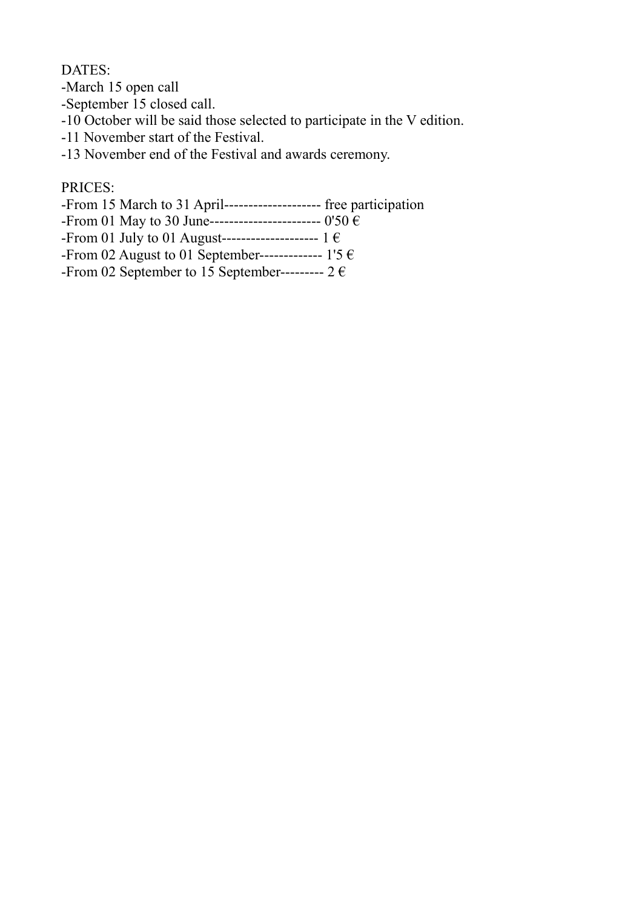DATES:

-March 15 open call

-September 15 closed call.

-10 October will be said those selected to participate in the V edition.

-11 November start of the Festival.

-13 November end of the Festival and awards ceremony.

PRICES:

-From 15 March to 31 April-------------------- free participation

-From 01 May to 30 June----------------------- 0'50 €

-From 01 July to 01 August-------------------- 1 €

-From 02 August to 01 September------------- 1'5 €

-From 02 September to 15 September--------- 2 €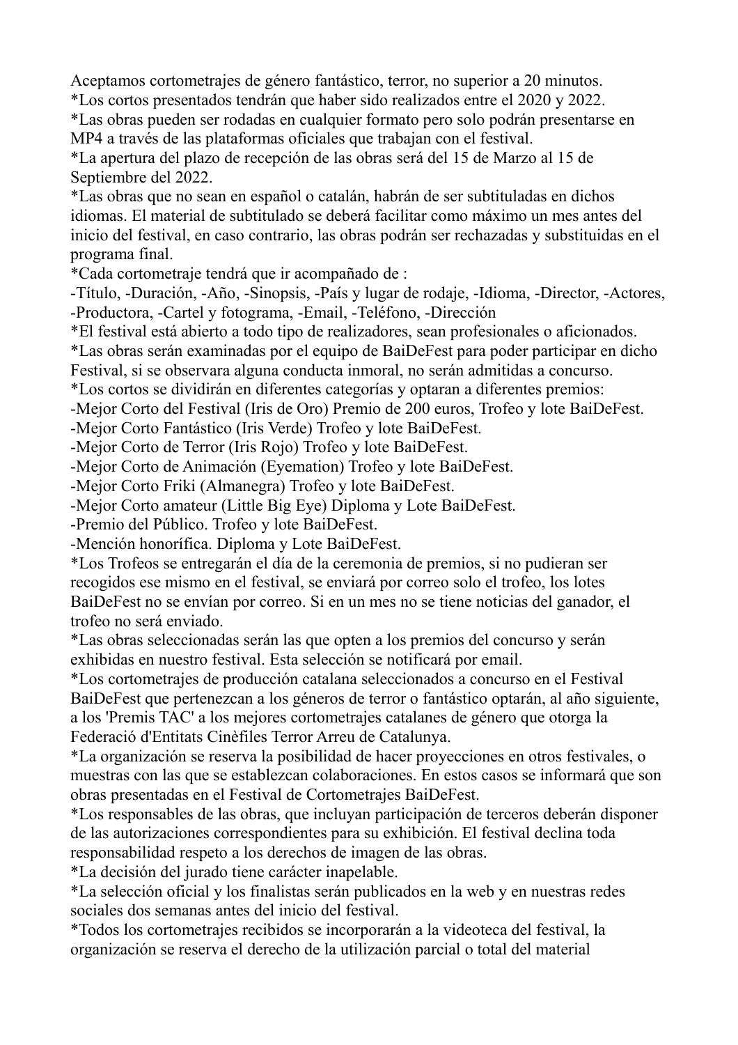Aceptamos cortometrajes de género fantástico, terror, no superior a 20 minutos.
*Los cortos presentados tendrán que haber sido realizados entre el 2020 y 2022.
*Las obras pueden ser rodadas en cualquier formato pero solo podrán presentarse en MP4 a través de las plataformas oficiales que trabajan con el festival.
*La apertura del plazo de recepción de las obras será del 15 de Marzo al 15 de Septiembre del 2022.
*Las obras que no sean en español o catalán, habrán de ser subtituladas en dichos idiomas. El material de subtitulado se deberá facilitar como máximo un mes antes del inicio del festival, en caso contrario, las obras podrán ser rechazadas y substituidas en el programa final.
*Cada cortometraje tendrá que ir acompañado de :
-Título, -Duración, -Año, -Sinopsis, -País y lugar de rodaje, -Idioma, -Director, -Actores, -Productora, -Cartel y fotograma, -Email, -Teléfono, -Dirección
*El festival está abierto a todo tipo de realizadores, sean profesionales o aficionados.
*Las obras serán examinadas por el equipo de BaiDeFest para poder participar en dicho Festival, si se observara alguna conducta inmoral, no serán admitidas a concurso.
*Los cortos se dividirán en diferentes categorías y optaran a diferentes premios:
-Mejor Corto del Festival (Iris de Oro) Premio de 200 euros, Trofeo y lote BaiDeFest.
-Mejor Corto Fantástico (Iris Verde) Trofeo y lote BaiDeFest.
-Mejor Corto de Terror (Iris Rojo) Trofeo y lote BaiDeFest.
-Mejor Corto de Animación (Eyemation) Trofeo y lote BaiDeFest.
-Mejor Corto Friki (Almanegra) Trofeo y lote BaiDeFest.
-Mejor Corto amateur (Little Big Eye) Diploma y Lote BaiDeFest.
-Premio del Público. Trofeo y lote BaiDeFest.
-Mención honorífica. Diploma y Lote BaiDeFest.
*Los Trofeos se entregarán el día de la ceremonia de premios, si no pudieran ser recogidos ese mismo en el festival, se enviará por correo solo el trofeo, los lotes BaiDeFest no se envían por correo. Si en un mes no se tiene noticias del ganador, el trofeo no será enviado.
*Las obras seleccionadas serán las que opten a los premios del concurso y serán exhibidas en nuestro festival. Esta selección se notificará por email.
*Los cortometrajes de producción catalana seleccionados a concurso en el Festival BaiDeFest que pertenezcan a los géneros de terror o fantástico optarán, al año siguiente, a los 'Premis TAC' a los mejores cortometrajes catalanes de género que otorga la Federació d'Entitats Cinèfiles Terror Arreu de Catalunya.
*La organización se reserva la posibilidad de hacer proyecciones en otros festivales, o muestras con las que se establezcan colaboraciones. En estos casos se informará que son obras presentadas en el Festival de Cortometrajes BaiDeFest.
*Los responsables de las obras, que incluyan participación de terceros deberán disponer de las autorizaciones correspondientes para su exhibición. El festival declina toda responsabilidad respeto a los derechos de imagen de las obras.
*La decisión del jurado tiene carácter inapelable.
*La selección oficial y los finalistas serán publicados en la web y en nuestras redes sociales dos semanas antes del inicio del festival.
*Todos los cortometrajes recibidos se incorporarán a la videoteca del festival, la organización se reserva el derecho de la utilización parcial o total del material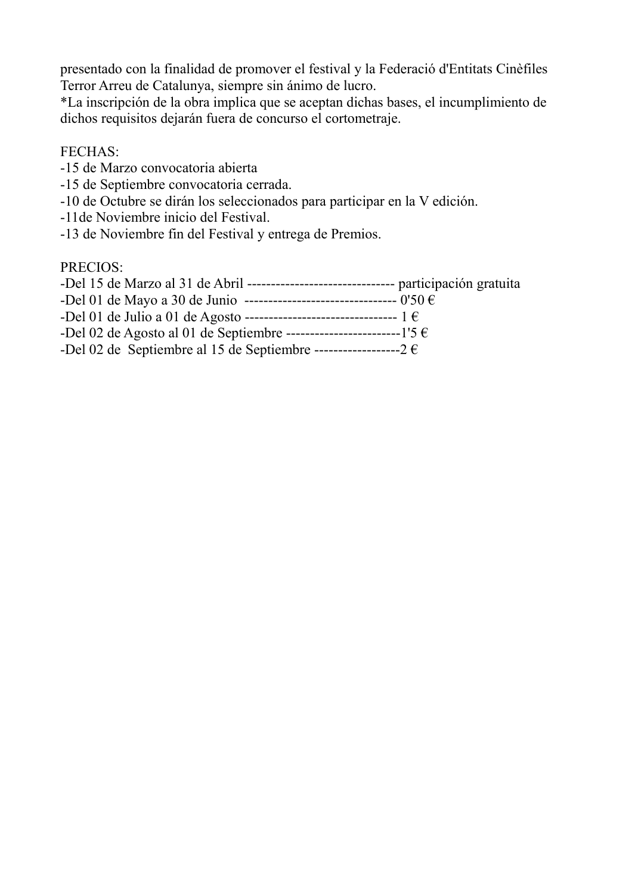presentado con la finalidad de promover el festival y la Federació d'Entitats Cinèfiles Terror Arreu de Catalunya, siempre sin ánimo de lucro.
*La inscripción de la obra implica que se aceptan dichas bases, el incumplimiento de dichos requisitos dejarán fuera de concurso el cortometraje.

FECHAS:
-15 de Marzo convocatoria abierta
-15 de Septiembre convocatoria cerrada.
-10 de Octubre se dirán los seleccionados para participar en la V edición.
-11de Noviembre inicio del Festival.
-13 de Noviembre fin del Festival y entrega de Premios.

PRECIOS:
-Del 15 de Marzo al 31 de Abril ------------------------------- participación gratuita
-Del 01 de Mayo a 30 de Junio  -------------------------------- 0'50 €
-Del 01 de Julio a 01 de Agosto -------------------------------- 1 €
-Del 02 de Agosto al 01 de Septiembre ------------------------1'5 €
-Del 02 de  Septiembre al 15 de Septiembre ------------------2 €